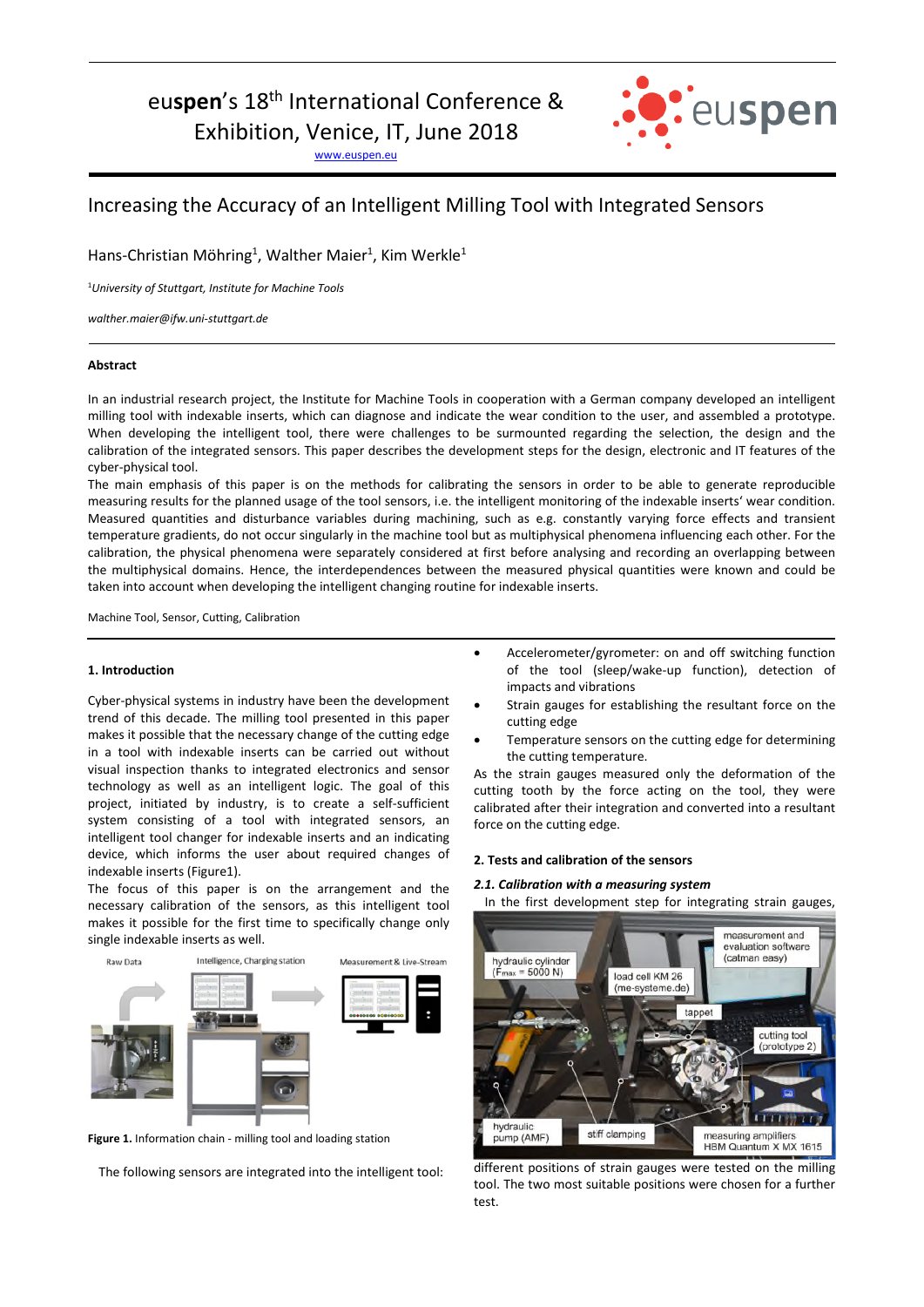euspen's 18th International Conference & Exhibition, Venice, IT, June 2018

www.euspen.eu

# Increasing the Accuracy of an Intelligent Milling Tool with Integrated Sensors

Hans-Christian Möhring[1], Walther Maier[1], Kim Werkle[1]

[1]*University of Stuttgart, Institute for Machine Tools*

*walther.maier@ifw.uni-stuttgart.de*

**Abstract**

In an industrial research project, the Institute for Machine Tools in cooperation with a German company developed an intelligent milling tool with indexable inserts, which can diagnose and indicate the wear condition to the user, and assembled a prototype. When developing the intelligent tool, there were challenges to be surmounted regarding the selection, the design and the calibration of the integrated sensors. This paper describes the development steps for the design, electronic and IT features of the cyber-physical tool.

The main emphasis of this paper is on the methods for calibrating the sensors in order to be able to generate reproducible measuring results for the planned usage of the tool sensors, i.e. the intelligent monitoring of the indexable inserts' wear condition. Measured quantities and disturbance variables during machining, such as e.g. constantly varying force effects and transient temperature gradients, do not occur singularly in the machine tool but as multiphysical phenomena influencing each other. For the calibration, the physical phenomena were separately considered at first before analysing and recording an overlapping between the multiphysical domains. Hence, the interdependences between the measured physical quantities were known and could be taken into account when developing the intelligent changing routine for indexable inserts.

Machine Tool, Sensor, Cutting, Calibration

## 1. Introduction

Cyber-physical systems in industry have been the development trend of this decade. The milling tool presented in this paper makes it possible that the necessary change of the cutting edge in a tool with indexable inserts can be carried out without visual inspection thanks to integrated electronics and sensor technology as well as an intelligent logic. The goal of this project, initiated by industry, is to create a self-sufficient system consisting of a tool with integrated sensors, an intelligent tool changer for indexable inserts and an indicating device, which informs the user about required changes of indexable inserts (Figure1).

The focus of this paper is on the arrangement and the necessary calibration of the sensors, as this intelligent tool makes it possible for the first time to specifically change only single indexable inserts as well.

Raw Data — Intelligence, Charging station — Measurement & Live-Stream

**Figure 1.** Information chain - milling tool and loading station

The following sensors are integrated into the intelligent tool:

- Accelerometer/gyrometer: on and off switching function of the tool (sleep/wake-up function), detection of impacts and vibrations
- Strain gauges for establishing the resultant force on the cutting edge
- Temperature sensors on the cutting edge for determining the cutting temperature.

As the strain gauges measured only the deformation of the cutting tooth by the force acting on the tool, they were calibrated after their integration and converted into a resultant force on the cutting edge.

## 2. Tests and calibration of the sensors

### *2.1. Calibration with a measuring system*

In the first development step for integrating strain gauges, different positions of strain gauges were tested on the milling tool. The two most suitable positions were chosen for a further test.

hydraulic cylinder ($F_{max}$ = 5000 N) — load cell KM 26 (me-systeme.de) — measurement and evaluation software (catman easy) — tappet — cutting tool (prototype 2) — hydraulic pump (AMF) — stiff clamping — measuring amplifiers HBM Quantum X MX 1615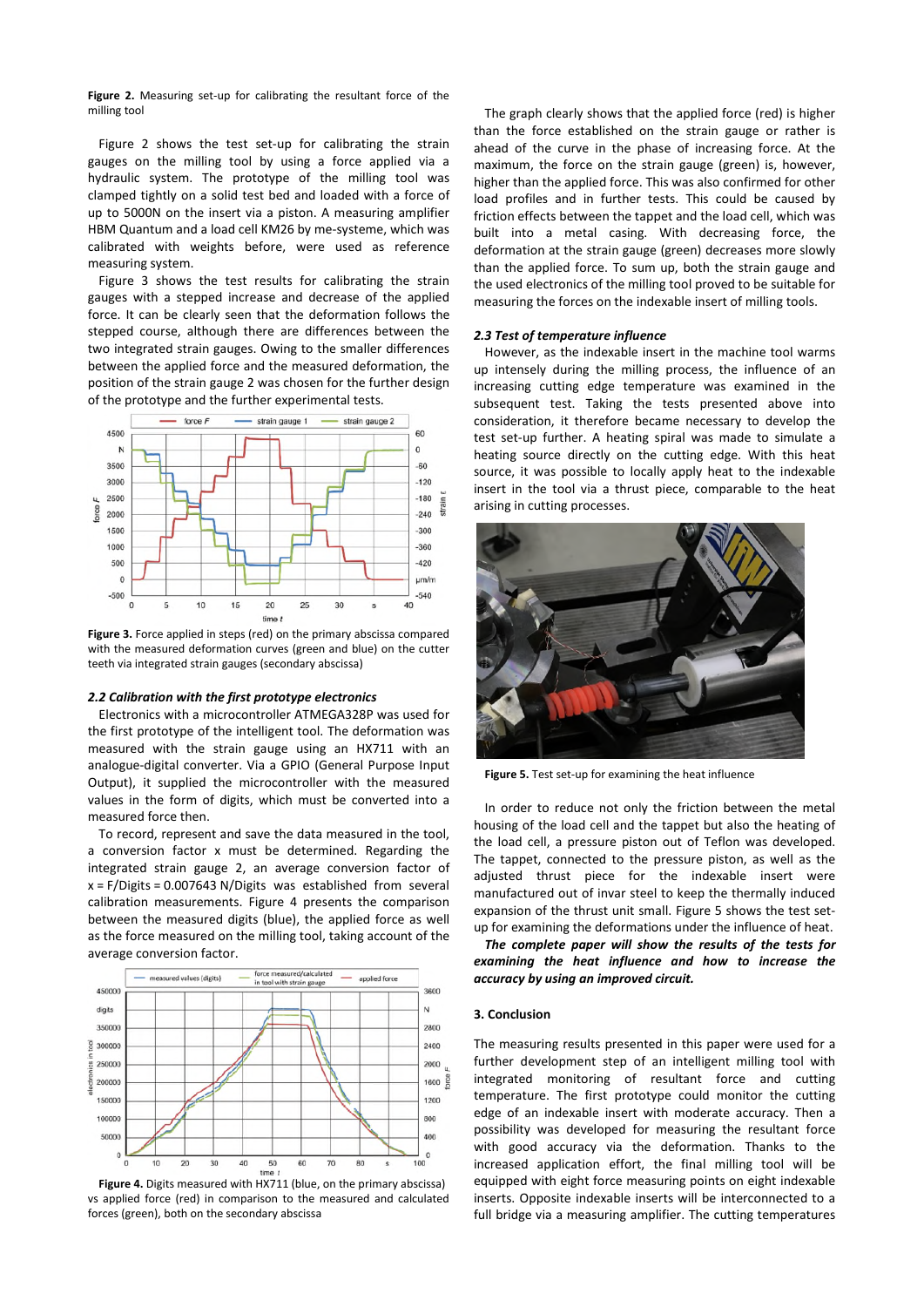**Figure 2.** Measuring set-up for calibrating the resultant force of the milling tool

Figure 2 shows the test set-up for calibrating the strain gauges on the milling tool by using a force applied via a hydraulic system. The prototype of the milling tool was clamped tightly on a solid test bed and loaded with a force of up to 5000N on the insert via a piston. A measuring amplifier HBM Quantum and a load cell KM26 by me-systeme, which was calibrated with weights before, were used as reference measuring system.

Figure 3 shows the test results for calibrating the strain gauges with a stepped increase and decrease of the applied force. It can be clearly seen that the deformation follows the stepped course, although there are differences between the two integrated strain gauges. Owing to the smaller differences between the applied force and the measured deformation, the position of the strain gauge 2 was chosen for the further design of the prototype and the further experimental tests.

**Figure 3.** Force applied in steps (red) on the primary abscissa compared with the measured deformation curves (green and blue) on the cutter teeth via integrated strain gauges (secondary abscissa)

### 2.2 Calibration with the first prototype electronics

Electronics with a microcontroller ATMEGA328P was used for the first prototype of the intelligent tool. The deformation was measured with the strain gauge using an HX711 with an analogue-digital converter. Via a GPIO (General Purpose Input Output), it supplied the microcontroller with the measured values in the form of digits, which must be converted into a measured force then.

To record, represent and save the data measured in the tool, a conversion factor x must be determined. Regarding the integrated strain gauge 2, an average conversion factor of x = F/Digits = 0.007643 N/Digits was established from several calibration measurements. Figure 4 presents the comparison between the measured digits (blue), the applied force as well as the force measured on the milling tool, taking account of the average conversion factor.

**Figure 4.** Digits measured with HX711 (blue, on the primary abscissa) vs applied force (red) in comparison to the measured and calculated forces (green), both on the secondary abscissa

The graph clearly shows that the applied force (red) is higher than the force established on the strain gauge or rather is ahead of the curve in the phase of increasing force. At the maximum, the force on the strain gauge (green) is, however, higher than the applied force. This was also confirmed for other load profiles and in further tests. This could be caused by friction effects between the tappet and the load cell, which was built into a metal casing. With decreasing force, the deformation at the strain gauge (green) decreases more slowly than the applied force. To sum up, both the strain gauge and the used electronics of the milling tool proved to be suitable for measuring the forces on the indexable insert of milling tools.

### 2.3 Test of temperature influence

However, as the indexable insert in the machine tool warms up intensely during the milling process, the influence of an increasing cutting edge temperature was examined in the subsequent test. Taking the tests presented above into consideration, it therefore became necessary to develop the test set-up further. A heating spiral was made to simulate a heating source directly on the cutting edge. With this heat source, it was possible to locally apply heat to the indexable insert in the tool via a thrust piece, comparable to the heat arising in cutting processes.

**Figure 5.** Test set-up for examining the heat influence

In order to reduce not only the friction between the metal housing of the load cell and the tappet but also the heating of the load cell, a pressure piston out of Teflon was developed. The tappet, connected to the pressure piston, as well as the adjusted thrust piece for the indexable insert were manufactured out of invar steel to keep the thermally induced expansion of the thrust unit small. Figure 5 shows the test set-up for examining the deformations under the influence of heat.

***The complete paper will show the results of the tests for examining the heat influence and how to increase the accuracy by using an improved circuit.***

## 3. Conclusion

The measuring results presented in this paper were used for a further development step of an intelligent milling tool with integrated monitoring of resultant force and cutting temperature. The first prototype could monitor the cutting edge of an indexable insert with moderate accuracy. Then a possibility was developed for measuring the resultant force with good accuracy via the deformation. Thanks to the increased application effort, the final milling tool will be equipped with eight force measuring points on eight indexable inserts. Opposite indexable inserts will be interconnected to a full bridge via a measuring amplifier. The cutting temperatures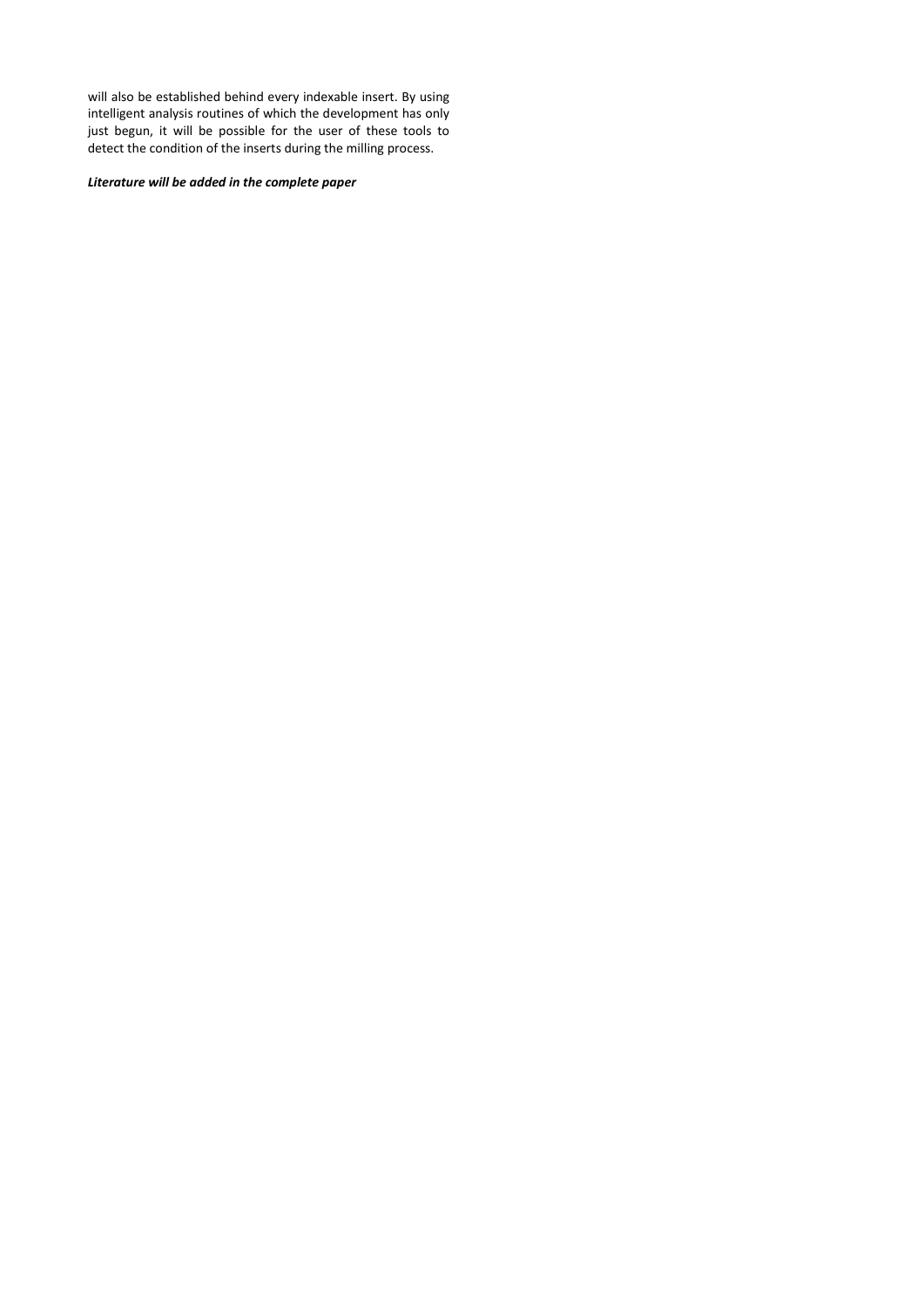will also be established behind every indexable insert. By using intelligent analysis routines of which the development has only just begun, it will be possible for the user of these tools to detect the condition of the inserts during the milling process.

***Literature will be added in the complete paper***